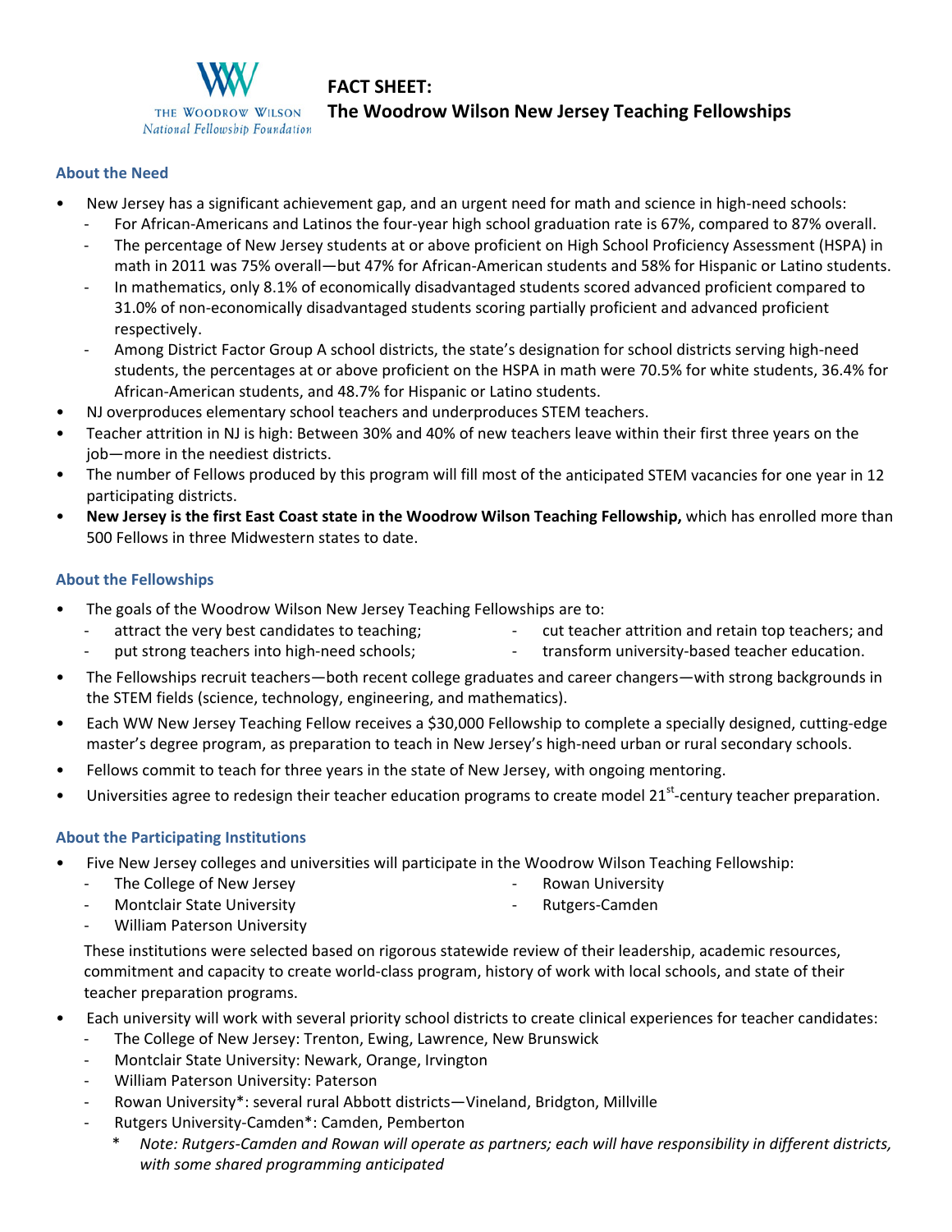THE WOODROW WILSON
*National Fellowship Foundation*

# FACT SHEET:
# The Woodrow Wilson New Jersey Teaching Fellowships

## About the Need

- New Jersey has a significant achievement gap, and an urgent need for math and science in high-need schools:
  - For African-Americans and Latinos the four-year high school graduation rate is 67%, compared to 87% overall.
  - The percentage of New Jersey students at or above proficient on High School Proficiency Assessment (HSPA) in math in 2011 was 75% overall—but 47% for African-American students and 58% for Hispanic or Latino students.
  - In mathematics, only 8.1% of economically disadvantaged students scored advanced proficient compared to 31.0% of non-economically disadvantaged students scoring partially proficient and advanced proficient respectively.
  - Among District Factor Group A school districts, the state's designation for school districts serving high-need students, the percentages at or above proficient on the HSPA in math were 70.5% for white students, 36.4% for African-American students, and 48.7% for Hispanic or Latino students.
- NJ overproduces elementary school teachers and underproduces STEM teachers.
- Teacher attrition in NJ is high: Between 30% and 40% of new teachers leave within their first three years on the job—more in the neediest districts.
- The number of Fellows produced by this program will fill most of the anticipated STEM vacancies for one year in 12 participating districts.
- **New Jersey is the first East Coast state in the Woodrow Wilson Teaching Fellowship,** which has enrolled more than 500 Fellows in three Midwestern states to date.

## About the Fellowships

- The goals of the Woodrow Wilson New Jersey Teaching Fellowships are to:
  - attract the very best candidates to teaching;
  - put strong teachers into high-need schools;
  - cut teacher attrition and retain top teachers; and
  - transform university-based teacher education.
- The Fellowships recruit teachers—both recent college graduates and career changers—with strong backgrounds in the STEM fields (science, technology, engineering, and mathematics).
- Each WW New Jersey Teaching Fellow receives a $30,000 Fellowship to complete a specially designed, cutting-edge master's degree program, as preparation to teach in New Jersey's high-need urban or rural secondary schools.
- Fellows commit to teach for three years in the state of New Jersey, with ongoing mentoring.
- Universities agree to redesign their teacher education programs to create model 21st-century teacher preparation.

## About the Participating Institutions

- Five New Jersey colleges and universities will participate in the Woodrow Wilson Teaching Fellowship:
  - The College of New Jersey
  - Montclair State University
  - William Paterson University
  - Rowan University
  - Rutgers-Camden

  These institutions were selected based on rigorous statewide review of their leadership, academic resources, commitment and capacity to create world-class program, history of work with local schools, and state of their teacher preparation programs.

- Each university will work with several priority school districts to create clinical experiences for teacher candidates:
  - The College of New Jersey: Trenton, Ewing, Lawrence, New Brunswick
  - Montclair State University: Newark, Orange, Irvington
  - William Paterson University: Paterson
  - Rowan University*: several rural Abbott districts—Vineland, Bridgton, Millville
  - Rutgers University-Camden*: Camden, Pemberton
    - \* *Note: Rutgers-Camden and Rowan will operate as partners; each will have responsibility in different districts, with some shared programming anticipated*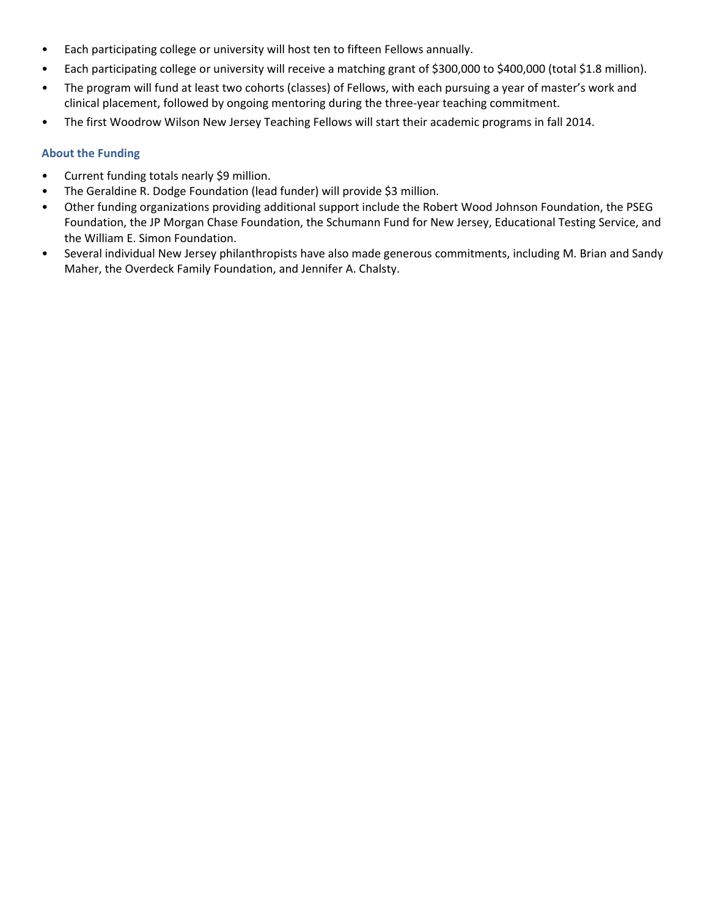- Each participating college or university will host ten to fifteen Fellows annually.
- Each participating college or university will receive a matching grant of $300,000 to $400,000 (total $1.8 million).
- The program will fund at least two cohorts (classes) of Fellows, with each pursuing a year of master's work and clinical placement, followed by ongoing mentoring during the three-year teaching commitment.
- The first Woodrow Wilson New Jersey Teaching Fellows will start their academic programs in fall 2014.

### About the Funding

- Current funding totals nearly $9 million.
- The Geraldine R. Dodge Foundation (lead funder) will provide $3 million.
- Other funding organizations providing additional support include the Robert Wood Johnson Foundation, the PSEG Foundation, the JP Morgan Chase Foundation, the Schumann Fund for New Jersey, Educational Testing Service, and the William E. Simon Foundation.
- Several individual New Jersey philanthropists have also made generous commitments, including M. Brian and Sandy Maher, the Overdeck Family Foundation, and Jennifer A. Chalsty.